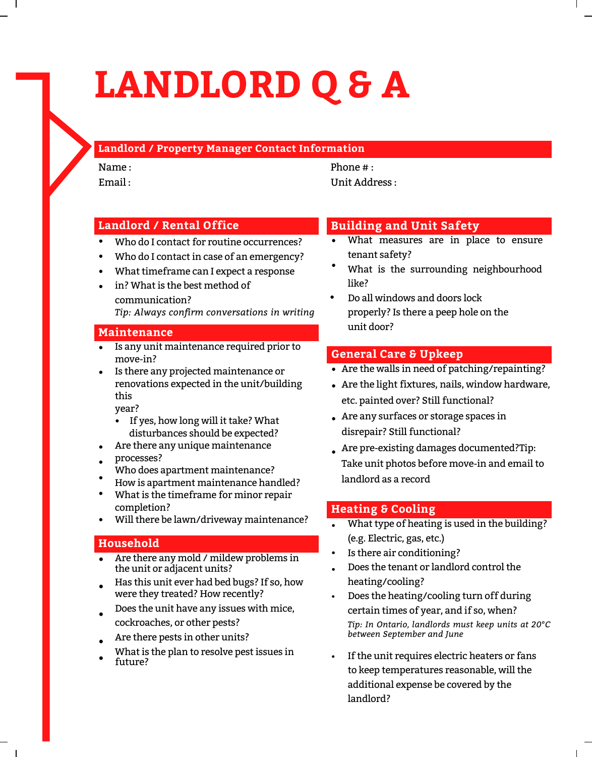# LANDLORD Q & A

## Landlord / Property Manager Contact Information

Name :

Email :

Phone # :

Unit Address :

## Landlord / Rental Office

- Who do I contact for routine occurrences?
- Who do I contact in case of an emergency?
- What timeframe can I expect a response
- in? What is the best method of communication?

*Tip: Always confirm conversations in writing*

## Maintenance

- Is any unit maintenance required prior to move-in?
- Is there any projected maintenance or renovations expected in the unit/building this year?
  - If yes, how long will it take? What disturbances should be expected?
- Are there any unique maintenance processes?
- Who does apartment maintenance?
- How is apartment maintenance handled?
- What is the timeframe for minor repair completion?
- Will there be lawn/driveway maintenance?

## Household

- Are there any mold / mildew problems in the unit or adjacent units?
- Has this unit ever had bed bugs? If so, how were they treated? How recently?
- Does the unit have any issues with mice, cockroaches, or other pests?
- Are there pests in other units?
- What is the plan to resolve pest issues in future?

## Building and Unit Safety

- What measures are in place to ensure tenant safety?
- What is the surrounding neighbourhood like?
- Do all windows and doors lock properly? Is there a peep hole on the unit door?

## General Care & Upkeep

- Are the walls in need of patching/repainting?
- Are the light fixtures, nails, window hardware, etc. painted over? Still functional?
- Are any surfaces or storage spaces in disrepair? Still functional?
- Are pre-existing damages documented?Tip: Take unit photos before move-in and email to landlord as a record

## Heating & Cooling

- What type of heating is used in the building? (e.g. Electric, gas, etc.)
- Is there air conditioning?
- Does the tenant or landlord control the heating/cooling?
- Does the heating/cooling turn off during certain times of year, and if so, when?

*Tip: In Ontario, landlords must keep units at 20°C between September and June*

- If the unit requires electric heaters or fans to keep temperatures reasonable, will the additional expense be covered by the landlord?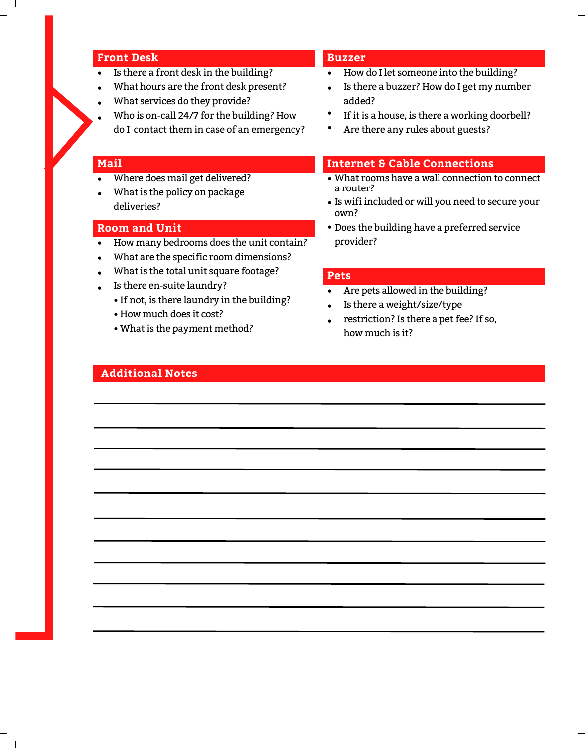## Front Desk

- Is there a front desk in the building?
- What hours are the front desk present?
- What services do they provide?
- Who is on-call 24/7 for the building? How do I contact them in case of an emergency?

## Buzzer

- How do I let someone into the building?
- Is there a buzzer? How do I get my number added?
- If it is a house, is there a working doorbell?
- Are there any rules about guests?

## Mail

- Where does mail get delivered?
- What is the policy on package deliveries?

## Room and Unit

- How many bedrooms does the unit contain?
- What are the specific room dimensions?
- What is the total unit square footage?
- Is there en-suite laundry?
  - If not, is there laundry in the building?
  - How much does it cost?
  - What is the payment method?

## Internet & Cable Connections

- What rooms have a wall connection to connect a router?
- Is wifi included or will you need to secure your own?
- Does the building have a preferred service provider?

## Pets

- Are pets allowed in the building?
- Is there a weight/size/type
- restriction? Is there a pet fee? If so, how much is it?

## Additional Notes